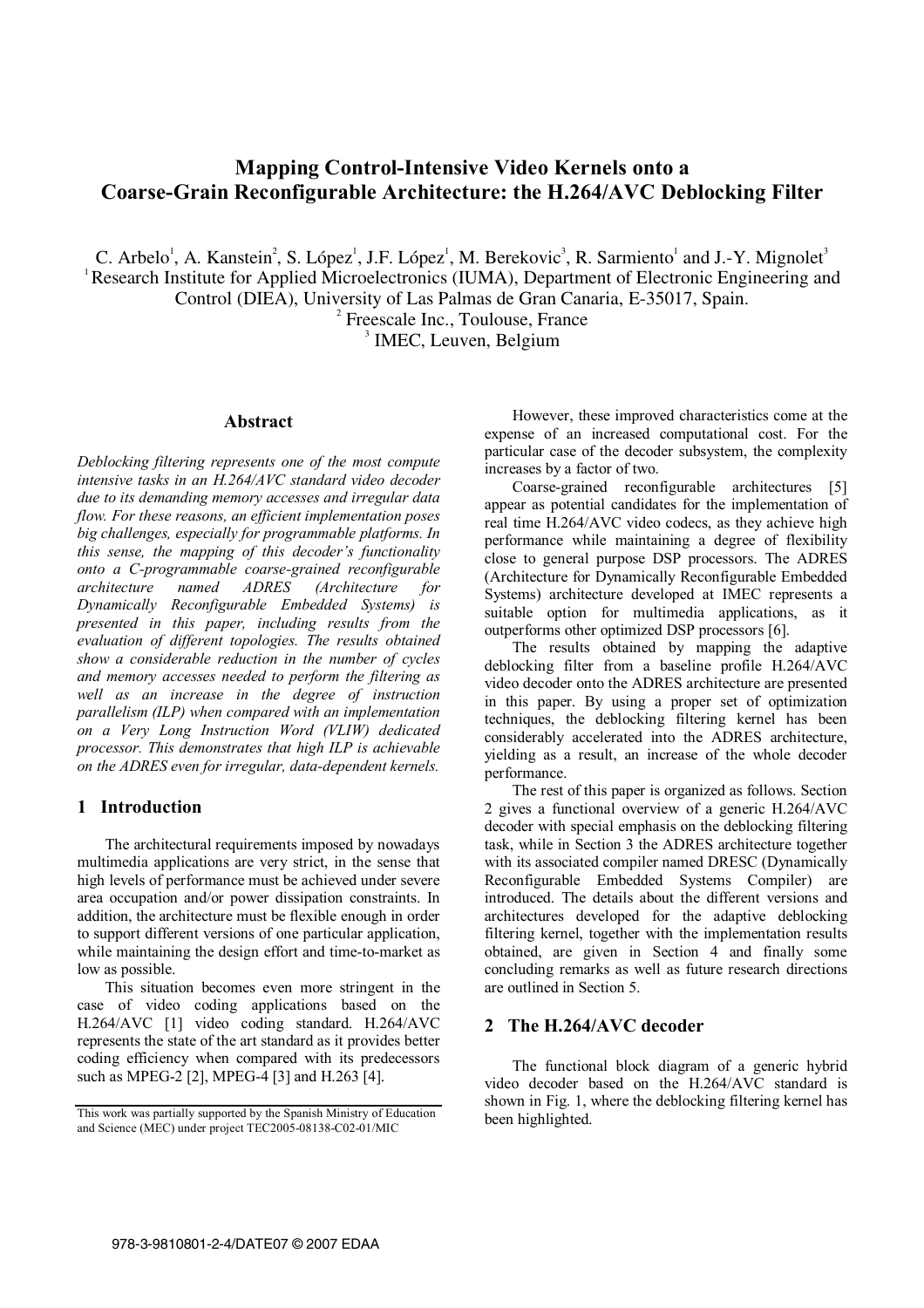# Mapping Control-Intensive Video Kernels onto a Coarse-Grain Reconfigurable Architecture: the H.264/AVC Deblocking Filter

C. Arbelo[1], A. Kanstein[2], S. López[1], J.F. López[1], M. Berekovic[3], R. Sarmiento[1] and J.-Y. Mignolet[3]

[1] Research Institute for Applied Microelectronics (IUMA), Department of Electronic Engineering and Control (DIEA), University of Las Palmas de Gran Canaria, E-35017, Spain.

[2] Freescale Inc., Toulouse, France

[3] IMEC, Leuven, Belgium

## Abstract

*Deblocking filtering represents one of the most compute intensive tasks in an H.264/AVC standard video decoder due to its demanding memory accesses and irregular data flow. For these reasons, an efficient implementation poses big challenges, especially for programmable platforms. In this sense, the mapping of this decoder's functionality onto a C-programmable coarse-grained reconfigurable architecture named ADRES (Architecture for Dynamically Reconfigurable Embedded Systems) is presented in this paper, including results from the evaluation of different topologies. The results obtained show a considerable reduction in the number of cycles and memory accesses needed to perform the filtering as well as an increase in the degree of instruction parallelism (ILP) when compared with an implementation on a Very Long Instruction Word (VLIW) dedicated processor. This demonstrates that high ILP is achievable on the ADRES even for irregular, data-dependent kernels.*

## 1 Introduction

The architectural requirements imposed by nowadays multimedia applications are very strict, in the sense that high levels of performance must be achieved under severe area occupation and/or power dissipation constraints. In addition, the architecture must be flexible enough in order to support different versions of one particular application, while maintaining the design effort and time-to-market as low as possible.

This situation becomes even more stringent in the case of video coding applications based on the H.264/AVC [1] video coding standard. H.264/AVC represents the state of the art standard as it provides better coding efficiency when compared with its predecessors such as MPEG-2 [2], MPEG-4 [3] and H.263 [4].

This work was partially supported by the Spanish Ministry of Education and Science (MEC) under project TEC2005-08138-C02-01/MIC

However, these improved characteristics come at the expense of an increased computational cost. For the particular case of the decoder subsystem, the complexity increases by a factor of two.

Coarse-grained reconfigurable architectures [5] appear as potential candidates for the implementation of real time H.264/AVC video codecs, as they achieve high performance while maintaining a degree of flexibility close to general purpose DSP processors. The ADRES (Architecture for Dynamically Reconfigurable Embedded Systems) architecture developed at IMEC represents a suitable option for multimedia applications, as it outperforms other optimized DSP processors [6].

The results obtained by mapping the adaptive deblocking filter from a baseline profile H.264/AVC video decoder onto the ADRES architecture are presented in this paper. By using a proper set of optimization techniques, the deblocking filtering kernel has been considerably accelerated into the ADRES architecture, yielding as a result, an increase of the whole decoder performance.

The rest of this paper is organized as follows. Section 2 gives a functional overview of a generic H.264/AVC decoder with special emphasis on the deblocking filtering task, while in Section 3 the ADRES architecture together with its associated compiler named DRESC (Dynamically Reconfigurable Embedded Systems Compiler) are introduced. The details about the different versions and architectures developed for the adaptive deblocking filtering kernel, together with the implementation results obtained, are given in Section 4 and finally some concluding remarks as well as future research directions are outlined in Section 5.

## 2 The H.264/AVC decoder

The functional block diagram of a generic hybrid video decoder based on the H.264/AVC standard is shown in Fig. 1, where the deblocking filtering kernel has been highlighted.

978-3-9810801-2-4/DATE07 © 2007 EDAA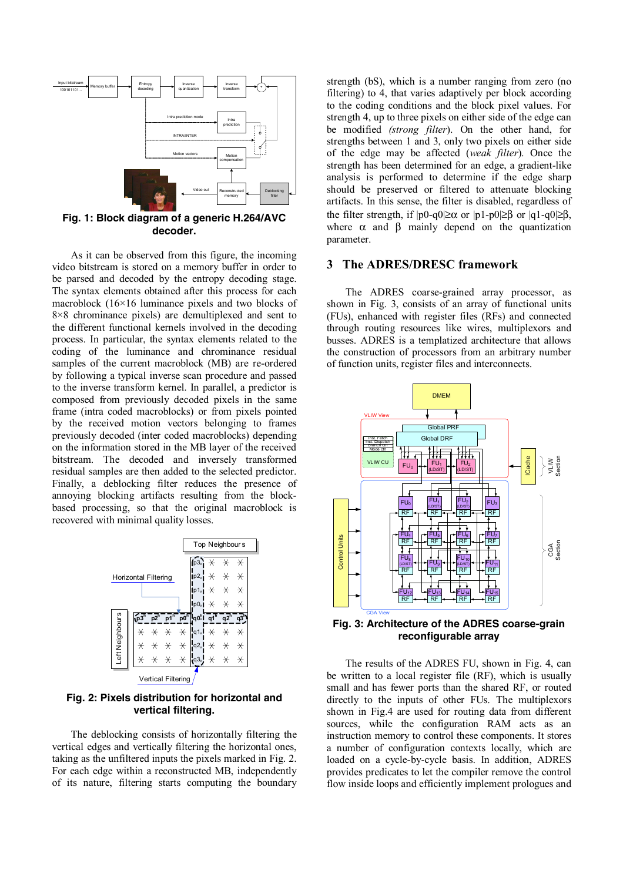**Fig. 1: Block diagram of a generic H.264/AVC decoder.**

As it can be observed from this figure, the incoming video bitstream is stored on a memory buffer in order to be parsed and decoded by the entropy decoding stage. The syntax elements obtained after this process for each macroblock (16×16 luminance pixels and two blocks of 8×8 chrominance pixels) are demultiplexed and sent to the different functional kernels involved in the decoding process. In particular, the syntax elements related to the coding of the luminance and chrominance residual samples of the current macroblock (MB) are re-ordered by following a typical inverse scan procedure and passed to the inverse transform kernel. In parallel, a predictor is composed from previously decoded pixels in the same frame (intra coded macroblocks) or from pixels pointed by the received motion vectors belonging to frames previously decoded (inter coded macroblocks) depending on the information stored in the MB layer of the received bitstream. The decoded and inversely transformed residual samples are then added to the selected predictor. Finally, a deblocking filter reduces the presence of annoying blocking artifacts resulting from the block-based processing, so that the original macroblock is recovered with minimal quality losses.

**Fig. 2: Pixels distribution for horizontal and vertical filtering.**

The deblocking consists of horizontally filtering the vertical edges and vertically filtering the horizontal ones, taking as the unfiltered inputs the pixels marked in Fig. 2. For each edge within a reconstructed MB, independently of its nature, filtering starts computing the boundary strength (bS), which is a number ranging from zero (no filtering) to 4, that varies adaptively per block according to the coding conditions and the block pixel values. For strength 4, up to three pixels on either side of the edge can be modified (*strong filter*). On the other hand, for strengths between 1 and 3, only two pixels on either side of the edge may be affected (*weak filter*). Once the strength has been determined for an edge, a gradient-like analysis is performed to determine if the edge sharp should be preserved or filtered to attenuate blocking artifacts. In this sense, the filter is disabled, regardless of the filter strength, if $|p0\text{-}q0|\geq\alpha$ or $|p1\text{-}p0|\geq\beta$ or $|q1\text{-}q0|\geq\beta$, where $\alpha$ and $\beta$ mainly depend on the quantization parameter.

## 3 The ADRES/DRESC framework

The ADRES coarse-grained array processor, as shown in Fig. 3, consists of an array of functional units (FUs), enhanced with register files (RFs) and connected through routing resources like wires, multiplexors and busses. ADRES is a templatized architecture that allows the construction of processors from an arbitrary number of function units, register files and interconnects.

**Fig. 3: Architecture of the ADRES coarse-grain reconfigurable array**

The results of the ADRES FU, shown in Fig. 4, can be written to a local register file (RF), which is usually small and has fewer ports than the shared RF, or routed directly to the inputs of other FUs. The multiplexors shown in Fig.4 are used for routing data from different sources, while the configuration RAM acts as an instruction memory to control these components. It stores a number of configuration contexts locally, which are loaded on a cycle-by-cycle basis. In addition, ADRES provides predicates to let the compiler remove the control flow inside loops and efficiently implement prologues and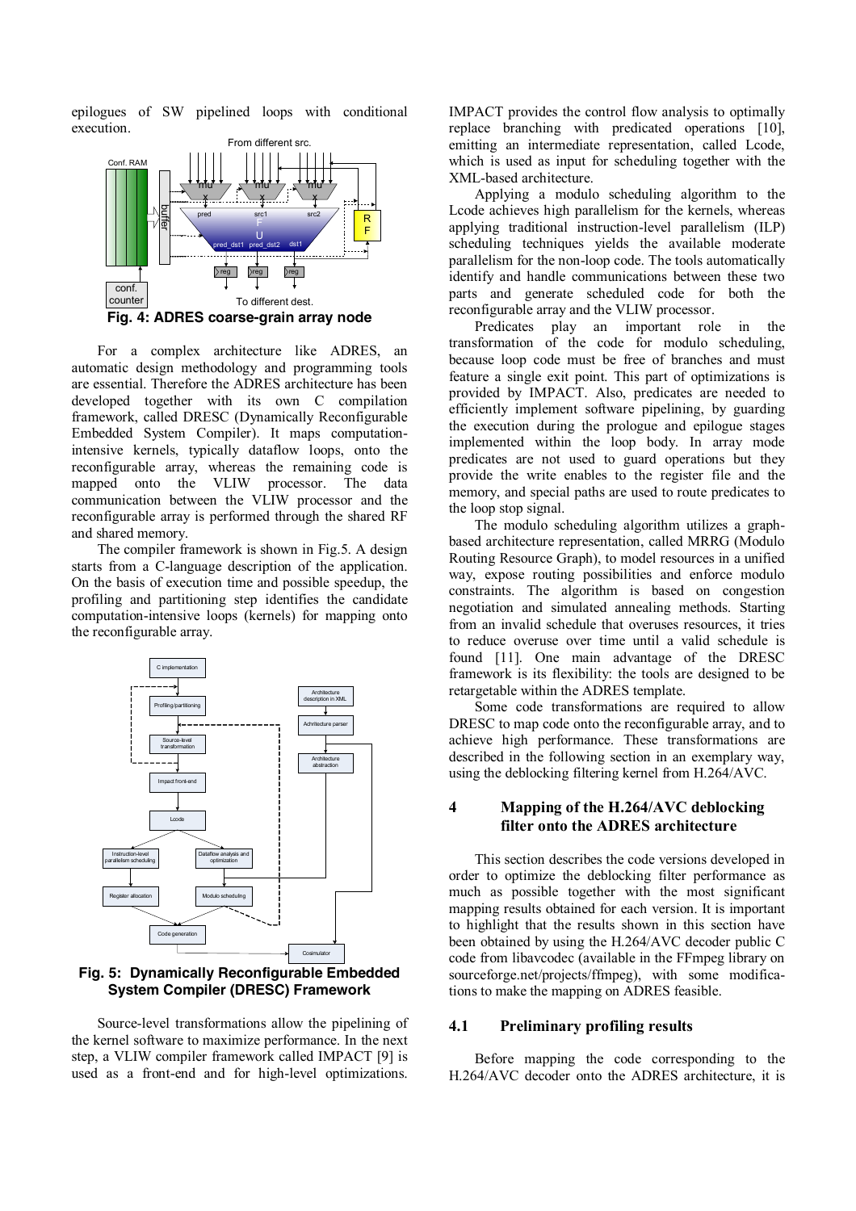epilogues of SW pipelined loops with conditional execution.

**Fig. 4: ADRES coarse-grain array node**

For a complex architecture like ADRES, an automatic design methodology and programming tools are essential. Therefore the ADRES architecture has been developed together with its own C compilation framework, called DRESC (Dynamically Reconfigurable Embedded System Compiler). It maps computation-intensive kernels, typically dataflow loops, onto the reconfigurable array, whereas the remaining code is mapped onto the VLIW processor. The data communication between the VLIW processor and the reconfigurable array is performed through the shared RF and shared memory.

The compiler framework is shown in Fig.5. A design starts from a C-language description of the application. On the basis of execution time and possible speedup, the profiling and partitioning step identifies the candidate computation-intensive loops (kernels) for mapping onto the reconfigurable array.

**Fig. 5: Dynamically Reconfigurable Embedded System Compiler (DRESC) Framework**

Source-level transformations allow the pipelining of the kernel software to maximize performance. In the next step, a VLIW compiler framework called IMPACT [9] is used as a front-end and for high-level optimizations. IMPACT provides the control flow analysis to optimally replace branching with predicated operations [10], emitting an intermediate representation, called Lcode, which is used as input for scheduling together with the XML-based architecture.

Applying a modulo scheduling algorithm to the Lcode achieves high parallelism for the kernels, whereas applying traditional instruction-level parallelism (ILP) scheduling techniques yields the available moderate parallelism for the non-loop code. The tools automatically identify and handle communications between these two parts and generate scheduled code for both the reconfigurable array and the VLIW processor.

Predicates play an important role in the transformation of the code for modulo scheduling, because loop code must be free of branches and must feature a single exit point. This part of optimizations is provided by IMPACT. Also, predicates are needed to efficiently implement software pipelining, by guarding the execution during the prologue and epilogue stages implemented within the loop body. In array mode predicates are not used to guard operations but they provide the write enables to the register file and the memory, and special paths are used to route predicates to the loop stop signal.

The modulo scheduling algorithm utilizes a graph-based architecture representation, called MRRG (Modulo Routing Resource Graph), to model resources in a unified way, expose routing possibilities and enforce modulo constraints. The algorithm is based on congestion negotiation and simulated annealing methods. Starting from an invalid schedule that overuses resources, it tries to reduce overuse over time until a valid schedule is found [11]. One main advantage of the DRESC framework is its flexibility: the tools are designed to be retargetable within the ADRES template.

Some code transformations are required to allow DRESC to map code onto the reconfigurable array, and to achieve high performance. These transformations are described in the following section in an exemplary way, using the deblocking filtering kernel from H.264/AVC.

## 4 Mapping of the H.264/AVC deblocking filter onto the ADRES architecture

This section describes the code versions developed in order to optimize the deblocking filter performance as much as possible together with the most significant mapping results obtained for each version. It is important to highlight that the results shown in this section have been obtained by using the H.264/AVC decoder public C code from libavcodec (available in the FFmpeg library on sourceforge.net/projects/ffmpeg), with some modifications to make the mapping on ADRES feasible.

### 4.1 Preliminary profiling results

Before mapping the code corresponding to the H.264/AVC decoder onto the ADRES architecture, it is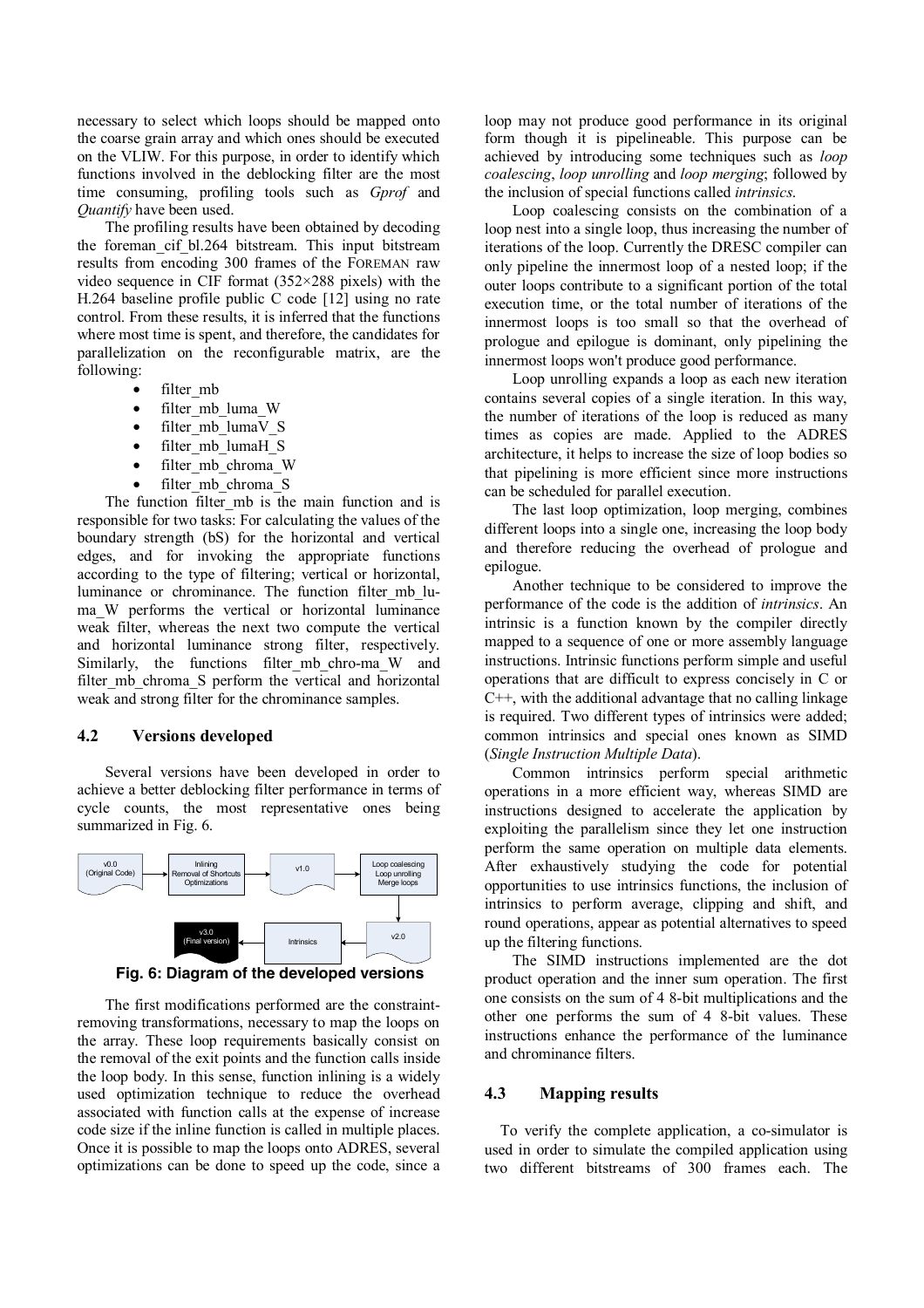necessary to select which loops should be mapped onto the coarse grain array and which ones should be executed on the VLIW. For this purpose, in order to identify which functions involved in the deblocking filter are the most time consuming, profiling tools such as *Gprof* and *Quantify* have been used.

The profiling results have been obtained by decoding the foreman_cif_bl.264 bitstream. This input bitstream results from encoding 300 frames of the FOREMAN raw video sequence in CIF format (352×288 pixels) with the H.264 baseline profile public C code [12] using no rate control. From these results, it is inferred that the functions where most time is spent, and therefore, the candidates for parallelization on the reconfigurable matrix, are the following:

- filter_mb
- filter_mb_luma_W
- filter_mb_lumaV_S
- filter_mb_lumaH_S
- filter_mb_chroma_W
- filter_mb_chroma_S

The function filter_mb is the main function and is responsible for two tasks: For calculating the values of the boundary strength (bS) for the horizontal and vertical edges, and for invoking the appropriate functions according to the type of filtering; vertical or horizontal, luminance or chrominance. The function filter_mb_luma_W performs the vertical or horizontal luminance weak filter, whereas the next two compute the vertical and horizontal luminance strong filter, respectively. Similarly, the functions filter_mb_chroma_W and filter_mb_chroma_S perform the vertical and horizontal weak and strong filter for the chrominance samples.

## 4.2 Versions developed

Several versions have been developed in order to achieve a better deblocking filter performance in terms of cycle counts, the most representative ones being summarized in Fig. 6.

v0.0 (Original Code) → Inlining, Removal of Shortcuts, Optimizations → v1.0 → Loop coalescing, Loop unrolling, Merge loops → v2.0 → Intrinsics → v3.0 (Final version)

**Fig. 6: Diagram of the developed versions**

The first modifications performed are the constraint-removing transformations, necessary to map the loops on the array. These loop requirements basically consist on the removal of the exit points and the function calls inside the loop body. In this sense, function inlining is a widely used optimization technique to reduce the overhead associated with function calls at the expense of increase code size if the inline function is called in multiple places. Once it is possible to map the loops onto ADRES, several optimizations can be done to speed up the code, since a loop may not produce good performance in its original form though it is pipelineable. This purpose can be achieved by introducing some techniques such as *loop coalescing*, *loop unrolling* and *loop merging*; followed by the inclusion of special functions called *intrinsics*.

Loop coalescing consists on the combination of a loop nest into a single loop, thus increasing the number of iterations of the loop. Currently the DRESC compiler can only pipeline the innermost loop of a nested loop; if the outer loops contribute to a significant portion of the total execution time, or the total number of iterations of the innermost loops is too small so that the overhead of prologue and epilogue is dominant, only pipelining the innermost loops won't produce good performance.

Loop unrolling expands a loop as each new iteration contains several copies of a single iteration. In this way, the number of iterations of the loop is reduced as many times as copies are made. Applied to the ADRES architecture, it helps to increase the size of loop bodies so that pipelining is more efficient since more instructions can be scheduled for parallel execution.

The last loop optimization, loop merging, combines different loops into a single one, increasing the loop body and therefore reducing the overhead of prologue and epilogue.

Another technique to be considered to improve the performance of the code is the addition of *intrinsics*. An intrinsic is a function known by the compiler directly mapped to a sequence of one or more assembly language instructions. Intrinsic functions perform simple and useful operations that are difficult to express concisely in C or C++, with the additional advantage that no calling linkage is required. Two different types of intrinsics were added; common intrinsics and special ones known as SIMD (*Single Instruction Multiple Data*).

Common intrinsics perform special arithmetic operations in a more efficient way, whereas SIMD are instructions designed to accelerate the application by exploiting the parallelism since they let one instruction perform the same operation on multiple data elements. After exhaustively studying the code for potential opportunities to use intrinsics functions, the inclusion of intrinsics to perform average, clipping and shift, and round operations, appear as potential alternatives to speed up the filtering functions.

The SIMD instructions implemented are the dot product operation and the inner sum operation. The first one consists on the sum of 4 8-bit multiplications and the other one performs the sum of 4 8-bit values. These instructions enhance the performance of the luminance and chrominance filters.

## 4.3 Mapping results

To verify the complete application, a co-simulator is used in order to simulate the compiled application using two different bitstreams of 300 frames each. The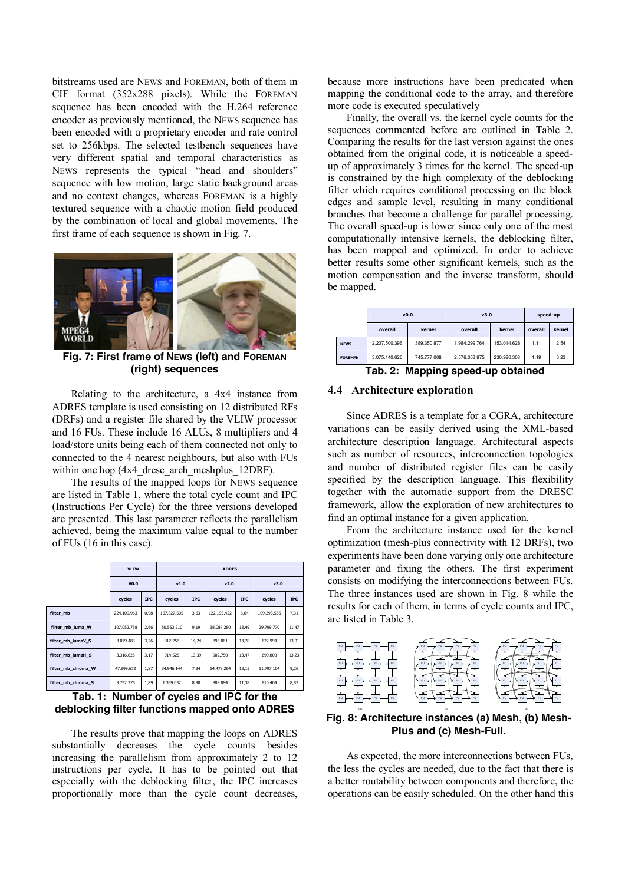bitstreams used are NEWS and FOREMAN, both of them in CIF format (352x288 pixels). While the FOREMAN sequence has been encoded with the H.264 reference encoder as previously mentioned, the NEWS sequence has been encoded with a proprietary encoder and rate control set to 256kbps. The selected testbench sequences have very different spatial and temporal characteristics as NEWS represents the typical "head and shoulders" sequence with low motion, large static background areas and no context changes, whereas FOREMAN is a highly textured sequence with a chaotic motion field produced by the combination of local and global movements. The first frame of each sequence is shown in Fig. 7.

**Fig. 7: First frame of NEWS (left) and FOREMAN (right) sequences**

Relating to the architecture, a 4x4 instance from ADRES template is used consisting on 12 distributed RFs (DRFs) and a register file shared by the VLIW processor and 16 FUs. These include 16 ALUs, 8 multipliers and 4 load/store units being each of them connected not only to connected to the 4 nearest neighbours, but also with FUs within one hop (4x4_dresc_arch_meshplus_12DRF).

The results of the mapped loops for NEWS sequence are listed in Table 1, where the total cycle count and IPC (Instructions Per Cycle) for the three versions developed are presented. This last parameter reflects the parallelism achieved, being the maximum value equal to the number of FUs (16 in this case).

| | VLIW | | ADRES | | | | | |
|---|---|---|---|---|---|---|---|---|
| | V0.0 | | v1.0 | | v2.0 | | v3.0 | |
| | cycles | IPC | cycles | IPC | cycles | IPC | cycles | IPC |
| filter_mb | 224.109.963 | 0,98 | 167.827.505 | 3,63 | 122.195.422 | 6,64 | 109.293.556 | 7,31 |
| filter_mb_luma_W | 107.052.758 | 2,66 | 50.553.210 | 9,19 | 38.087.280 | 13,49 | 29.799.770 | 11,47 |
| filter_mb_lumaV_S | 3.079.483 | 3,26 | 812.258 | 14,24 | 895.061 | 13,78 | 622.994 | 13,01 |
| filter_mb_lumaH_S | 3.316.625 | 3,17 | 914.525 | 13,39 | 902.750 | 13,47 | 690.800 | 13,23 |
| filter_mb_chroma_W | 47.999.672 | 1,87 | 34.946.144 | 7,34 | 14.478.264 | 12,15 | 11.797.104 | 9,26 |
| filter_mb_chroma_S | 3.792.376 | 1,89 | 1.369.032 | 8,90 | 889.084 | 11,38 | 810.404 | 8,83 |

**Tab. 1: Number of cycles and IPC for the deblocking filter functions mapped onto ADRES**

The results prove that mapping the loops on ADRES substantially decreases the cycle counts besides increasing the parallelism from approximately 2 to 12 instructions per cycle. It has to be pointed out that especially with the deblocking filter, the IPC increases proportionally more than the cycle count decreases, because more instructions have been predicated when mapping the conditional code to the array, and therefore more code is executed speculatively

Finally, the overall vs. the kernel cycle counts for the sequences commented before are outlined in Table 2. Comparing the results for the last version against the ones obtained from the original code, it is noticeable a speed-up of approximately 3 times for the kernel. The speed-up is constrained by the high complexity of the deblocking filter which requires conditional processing on the block edges and sample level, resulting in many conditional branches that become a challenge for parallel processing. The overall speed-up is lower since only one of the most computationally intensive kernels, the deblocking filter, has been mapped and optimized. In order to achieve better results some other significant kernels, such as the motion compensation and the inverse transform, should be mapped.

| | v0.0 | | v3.0 | | speed-up | |
|---|---|---|---|---|---|---|
| | overall | kernel | overall | kernel | overall | kernel |
| NEWS | 2.207.500.396 | 389.350.877 | 1.984.299.764 | 153.014.628 | 1,11 | 2,54 |
| FOREMAN | 3.075.140.626 | 745.777.008 | 2.576.058.975 | 230.920.308 | 1,19 | 3,23 |

**Tab. 2: Mapping speed-up obtained**

## 4.4 Architecture exploration

Since ADRES is a template for a CGRA, architecture variations can be easily derived using the XML-based architecture description language. Architectural aspects such as number of resources, interconnection topologies and number of distributed register files can be easily specified by the description language. This flexibility together with the automatic support from the DRESC framework, allow the exploration of new architectures to find an optimal instance for a given application.

From the architecture instance used for the kernel optimization (mesh-plus connectivity with 12 DRFs), two experiments have been done varying only one architecture parameter and fixing the others. The first experiment consists on modifying the interconnections between FUs. The three instances used are shown in Fig. 8 while the results for each of them, in terms of cycle counts and IPC, are listed in Table 3.

**Fig. 8: Architecture instances (a) Mesh, (b) Mesh-Plus and (c) Mesh-Full.**

As expected, the more interconnections between FUs, the less the cycles are needed, due to the fact that there is a better routability between components and therefore, the operations can be easily scheduled. On the other hand this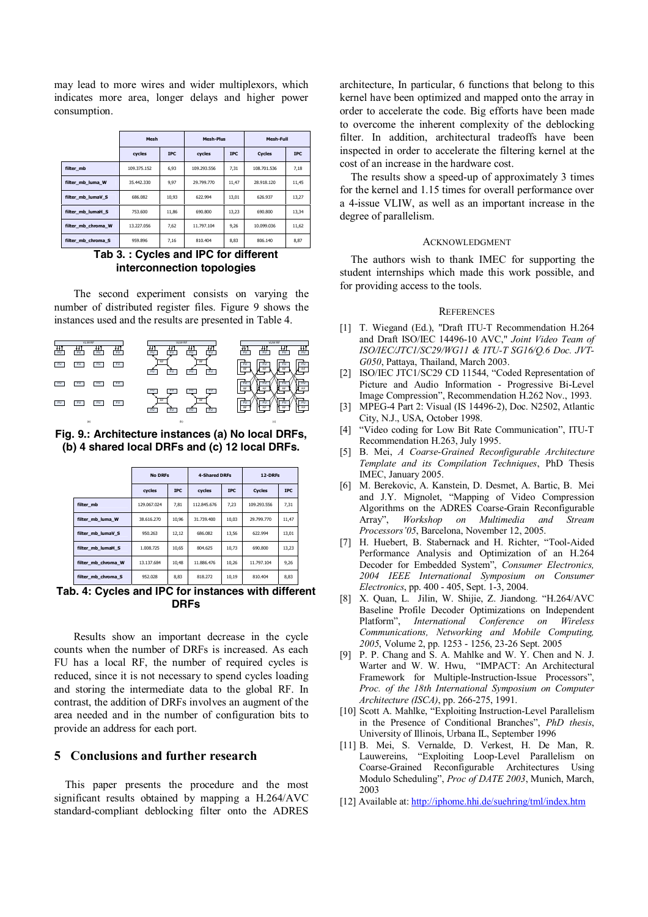may lead to more wires and wider multiplexors, which indicates more area, longer delays and higher power consumption.

| | Mesh | | Mesh-Plus | | Mesh-Full | |
|---|---|---|---|---|---|---|
| | cycles | IPC | cycles | IPC | Cycles | IPC |
| filter_mb | 109.375.152 | 6,93 | 109.293.556 | 7,31 | 108.701.536 | 7,18 |
| filter_mb_luma_W | 35.442.330 | 9,97 | 29.799.770 | 11,47 | 28.918.120 | 11,45 |
| filter_mb_lumaV_S | 686.082 | 10,93 | 622.994 | 13,01 | 626.937 | 13,27 |
| filter_mb_lumaH_S | 753.600 | 11,86 | 690.800 | 13,23 | 690.800 | 13,34 |
| filter_mb_chroma_W | 13.227.056 | 7,62 | 11.797.104 | 9,26 | 10.099.036 | 11,62 |
| filter_mb_chroma_S | 959.896 | 7,16 | 810.404 | 8,83 | 806.140 | 8,87 |

**Tab 3. : Cycles and IPC for different interconnection topologies**

The second experiment consists on varying the number of distributed register files. Figure 9 shows the instances used and the results are presented in Table 4.

**Fig. 9.: Architecture instances (a) No local DRFs, (b) 4 shared local DRFs and (c) 12 local DRFs.**

| | No DRFs | | 4-Shared DRFs | | 12-DRFs | |
|---|---|---|---|---|---|---|
| | cycles | IPC | cycles | IPC | Cycles | IPC |
| filter_mb | 129.067.024 | 7,81 | 112.845.676 | 7,23 | 109.293.556 | 7,31 |
| filter_mb_luma_W | 38.616.270 | 10,96 | 31.739.400 | 10,03 | 29.799.770 | 11,47 |
| filter_mb_lumaV_S | 950.263 | 12,12 | 686.082 | 13,56 | 622.994 | 13,01 |
| filter_mb_lumaH_S | 1.008.725 | 10,65 | 804.625 | 10,73 | 690.800 | 13,23 |
| filter_mb_chroma_W | 13.137.684 | 10,48 | 11.886.476 | 10,26 | 11.797.104 | 9,26 |
| filter_mb_chroma_S | 952.028 | 8,83 | 818.272 | 10,19 | 810.404 | 8,83 |

**Tab. 4: Cycles and IPC for instances with different DRFs**

Results show an important decrease in the cycle counts when the number of DRFs is increased. As each FU has a local RF, the number of required cycles is reduced, since it is not necessary to spend cycles loading and storing the intermediate data to the global RF. In contrast, the addition of DRFs involves an augment of the area needed and in the number of configuration bits to provide an address for each port.

## 5 Conclusions and further research

This paper presents the procedure and the most significant results obtained by mapping a H.264/AVC standard-compliant deblocking filter onto the ADRES architecture, In particular, 6 functions that belong to this kernel have been optimized and mapped onto the array in order to accelerate the code. Big efforts have been made to overcome the inherent complexity of the deblocking filter. In addition, architectural tradeoffs have been inspected in order to accelerate the filtering kernel at the cost of an increase in the hardware cost.

The results show a speed-up of approximately 3 times for the kernel and 1.15 times for overall performance over a 4-issue VLIW, as well as an important increase in the degree of parallelism.

### Acknowledgment

The authors wish to thank IMEC for supporting the student internships which made this work possible, and for providing access to the tools.

### References

[1] T. Wiegand (Ed.), "Draft ITU-T Recommendation H.264 and Draft ISO/IEC 14496-10 AVC," *Joint Video Team of ISO/IEC/JTC1/SC29/WG11 & ITU-T SG16/Q.6 Doc. JVT-G050*, Pattaya, Thailand, March 2003.

[2] ISO/IEC JTC1/SC29 CD 11544, "Coded Representation of Picture and Audio Information - Progressive Bi-Level Image Compression", Recommendation H.262 Nov., 1993.

[3] MPEG-4 Part 2: Visual (IS 14496-2), Doc. N2502, Atlantic City, N.J., USA, October 1998.

[4] "Video coding for Low Bit Rate Communication", ITU-T Recommendation H.263, July 1995.

[5] B. Mei, *A Coarse-Grained Reconfigurable Architecture Template and its Compilation Techniques*, PhD Thesis IMEC, January 2005.

[6] M. Berekovic, A. Kanstein, D. Desmet, A. Bartic, B. Mei and J.Y. Mignolet, "Mapping of Video Compression Algorithms on the ADRES Coarse-Grain Reconfigurable Array", *Workshop on Multimedia and Stream Processors'05*, Barcelona, November 12, 2005.

[7] H. Huebert, B. Stabernack and H. Richter, "Tool-Aided Performance Analysis and Optimization of an H.264 Decoder for Embedded System", *Consumer Electronics, 2004 IEEE International Symposium on Consumer Electronics*, pp. 400 - 405, Sept. 1-3, 2004.

[8] X. Quan, L. Jilin, W. Shijie, Z. Jiandong. "H.264/AVC Baseline Profile Decoder Optimizations on Independent Platform", *International Conference on Wireless Communications, Networking and Mobile Computing, 2005*, Volume 2, pp. 1253 - 1256, 23-26 Sept. 2005

[9] P. P. Chang and S. A. Mahlke and W. Y. Chen and N. J. Warter and W. W. Hwu, "IMPACT: An Architectural Framework for Multiple-Instruction-Issue Processors", *Proc. of the 18th International Symposium on Computer Architecture (ISCA)*, pp. 266-275, 1991.

[10] Scott A. Mahlke, "Exploiting Instruction-Level Parallelism in the Presence of Conditional Branches", *PhD thesis*, University of Illinois, Urbana IL, September 1996

[11] B. Mei, S. Vernalde, D. Verkest, H. De Man, R. Lauwereins, "Exploiting Loop-Level Parallelism on Coarse-Grained Reconfigurable Architectures Using Modulo Scheduling", *Proc of DATE 2003*, Munich, March, 2003

[12] Available at: http://iphome.hhi.de/suehring/tml/index.htm